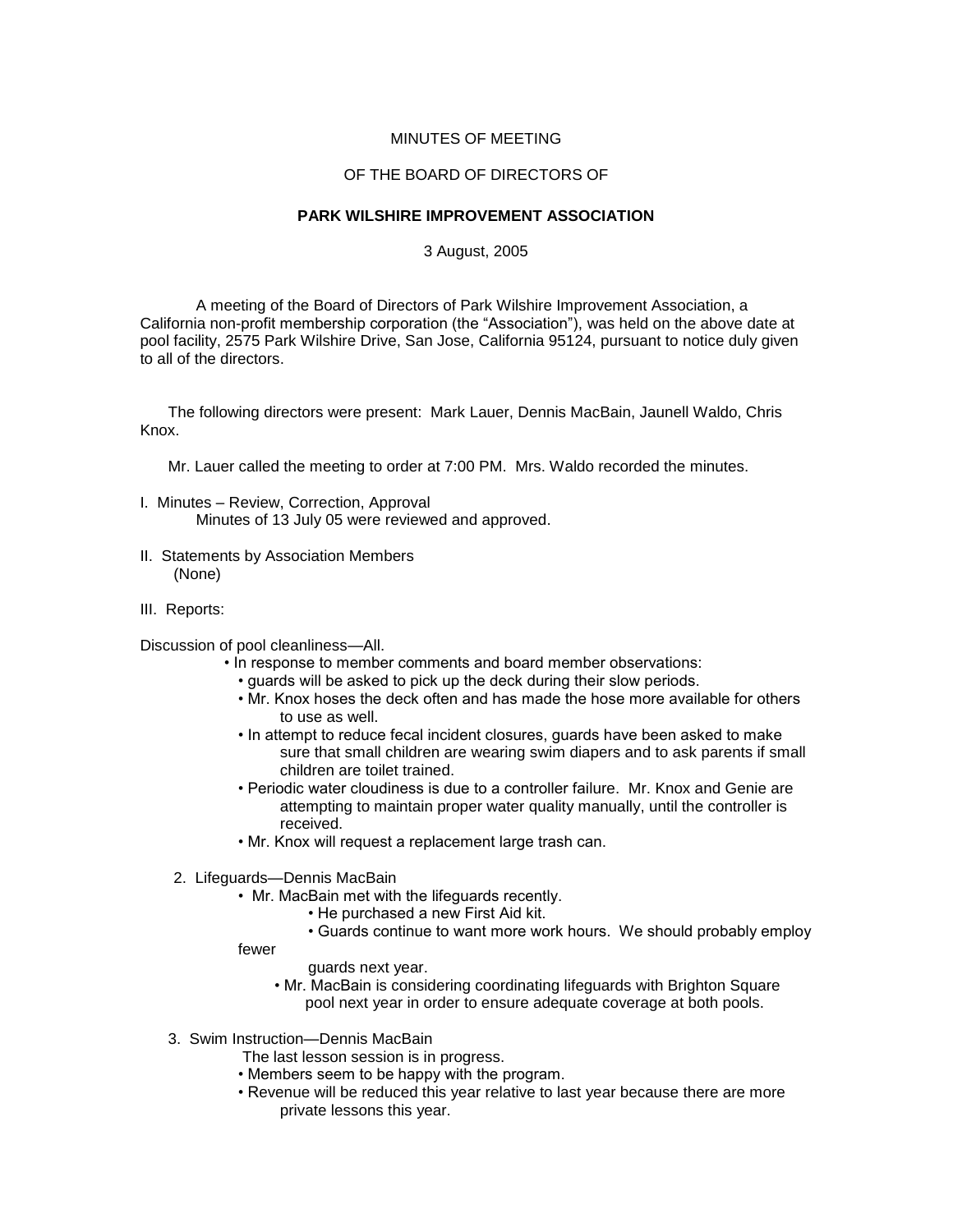MINUTES OF MEETING

OF THE BOARD OF DIRECTORS OF

**PARK WILSHIRE IMPROVEMENT ASSOCIATION**

3 August, 2005

A meeting of the Board of Directors of Park Wilshire Improvement Association, a California non-profit membership corporation (the "Association"), was held on the above date at pool facility, 2575 Park Wilshire Drive, San Jose, California 95124, pursuant to notice duly given to all of the directors.

The following directors were present: Mark Lauer, Dennis MacBain, Jaunell Waldo, Chris Knox.

Mr. Lauer called the meeting to order at 7:00 PM. Mrs. Waldo recorded the minutes.

I. Minutes – Review, Correction, Approval
   Minutes of 13 July 05 were reviewed and approved.

II. Statements by Association Members
   (None)

III. Reports:

Discussion of pool cleanliness—All.

- In response to member comments and board member observations:
  - guards will be asked to pick up the deck during their slow periods.
  - Mr. Knox hoses the deck often and has made the hose more available for others to use as well.
  - In attempt to reduce fecal incident closures, guards have been asked to make sure that small children are wearing swim diapers and to ask parents if small children are toilet trained.
  - Periodic water cloudiness is due to a controller failure. Mr. Knox and Genie are attempting to maintain proper water quality manually, until the controller is received.
  - Mr. Knox will request a replacement large trash can.

2. Lifeguards—Dennis MacBain
   - Mr. MacBain met with the lifeguards recently.
     - He purchased a new First Aid kit.
     - Guards continue to want more work hours. We should probably employ fewer guards next year.
   - Mr. MacBain is considering coordinating lifeguards with Brighton Square pool next year in order to ensure adequate coverage at both pools.

3. Swim Instruction—Dennis MacBain
   The last lesson session is in progress.
   - Members seem to be happy with the program.
   - Revenue will be reduced this year relative to last year because there are more private lessons this year.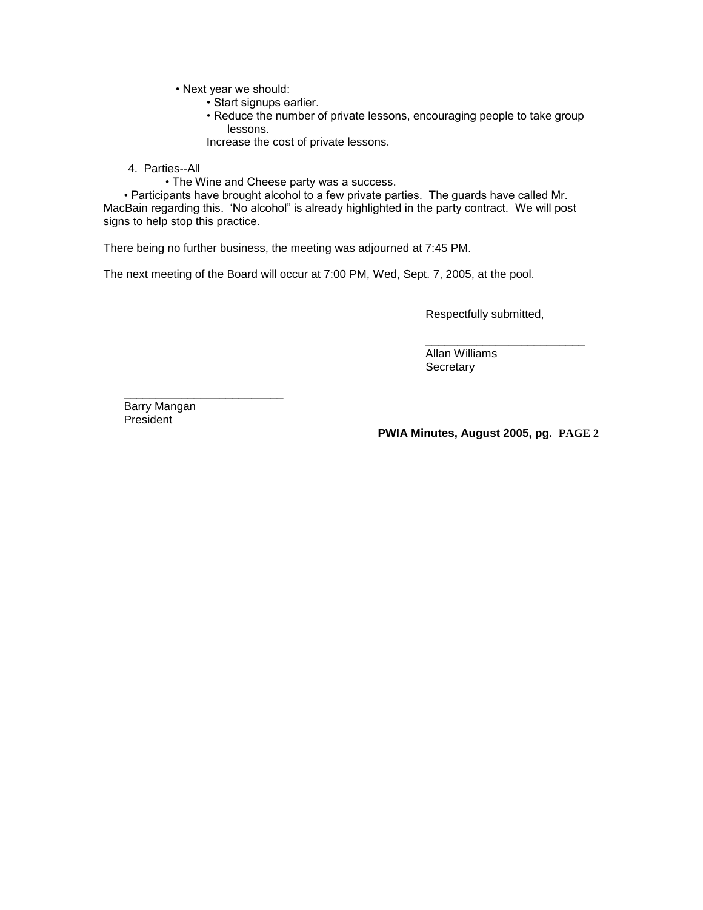- Next year we should:
  - Start signups earlier.
  - Reduce the number of private lessons, encouraging people to take group lessons.

  Increase the cost of private lessons.

4. Parties--All
   - The Wine and Cheese party was a success.
   - Participants have brought alcohol to a few private parties. The guards have called Mr. MacBain regarding this. 'No alcohol" is already highlighted in the party contract. We will post signs to help stop this practice.

There being no further business, the meeting was adjourned at 7:45 PM.

The next meeting of the Board will occur at 7:00 PM, Wed, Sept. 7, 2005, at the pool.

Respectfully submitted,

_________________________
Allan Williams
Secretary

_________________________
Barry Mangan
President